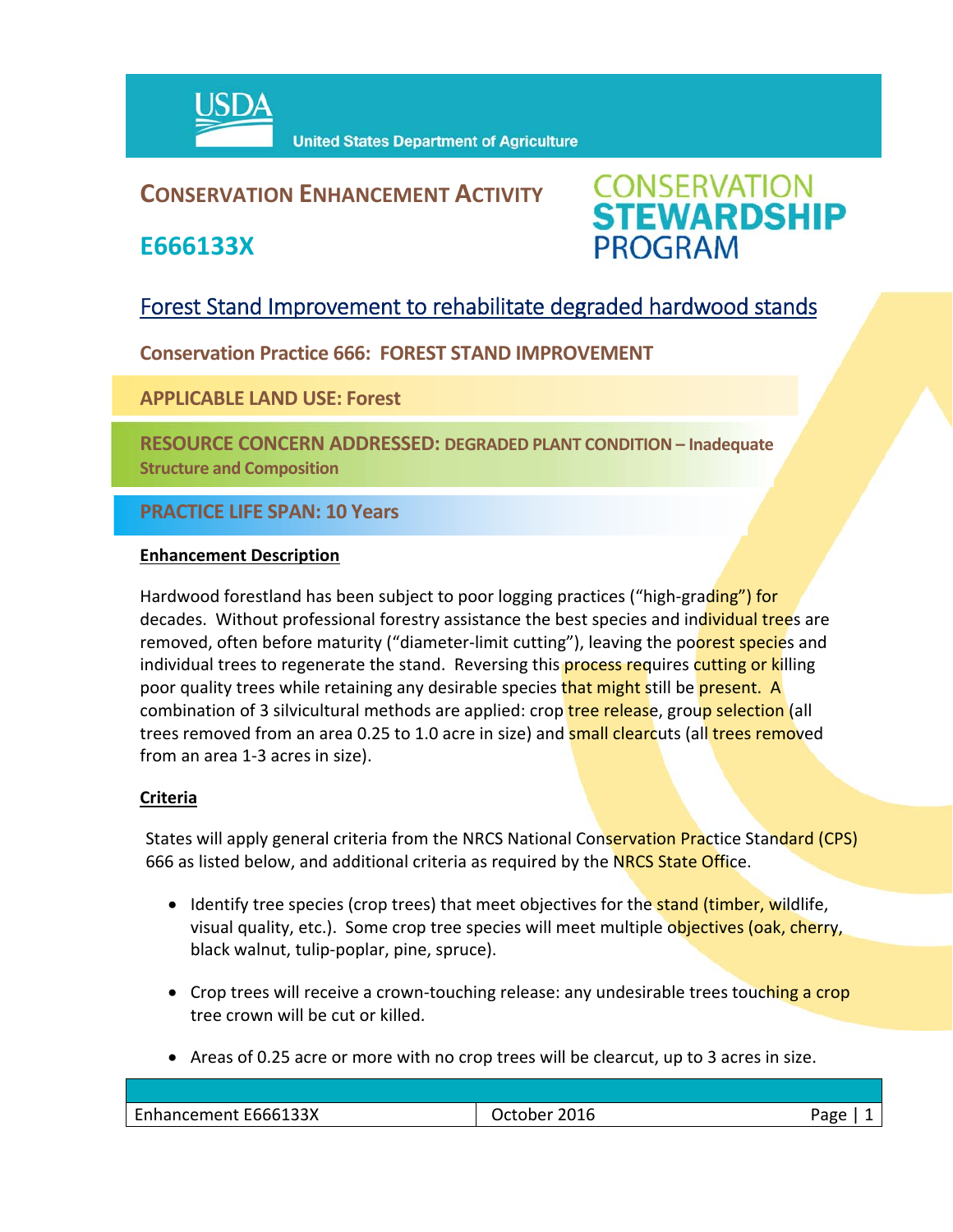USDA United States Department of Agriculture

# CONSERVATION ENHANCEMENT ACTIVITY

# E666133X

CONSERVATION STEWARDSHIP PROGRAM

## Forest Stand Improvement to rehabilitate degraded hardwood stands

**Conservation Practice 666: FOREST STAND IMPROVEMENT**

**APPLICABLE LAND USE: Forest**

**RESOURCE CONCERN ADDRESSED: DEGRADED PLANT CONDITION – Inadequate Structure and Composition**

**PRACTICE LIFE SPAN: 10 Years**

### Enhancement Description

Hardwood forestland has been subject to poor logging practices ("high-grading") for decades. Without professional forestry assistance the best species and individual trees are removed, often before maturity ("diameter-limit cutting"), leaving the poorest species and individual trees to regenerate the stand. Reversing this process requires cutting or killing poor quality trees while retaining any desirable species that might still be present. A combination of 3 silvicultural methods are applied: crop tree release, group selection (all trees removed from an area 0.25 to 1.0 acre in size) and small clearcuts (all trees removed from an area 1-3 acres in size).

### Criteria

States will apply general criteria from the NRCS National Conservation Practice Standard (CPS) 666 as listed below, and additional criteria as required by the NRCS State Office.

- Identify tree species (crop trees) that meet objectives for the stand (timber, wildlife, visual quality, etc.). Some crop tree species will meet multiple objectives (oak, cherry, black walnut, tulip-poplar, pine, spruce).
- Crop trees will receive a crown-touching release: any undesirable trees touching a crop tree crown will be cut or killed.
- Areas of 0.25 acre or more with no crop trees will be clearcut, up to 3 acres in size.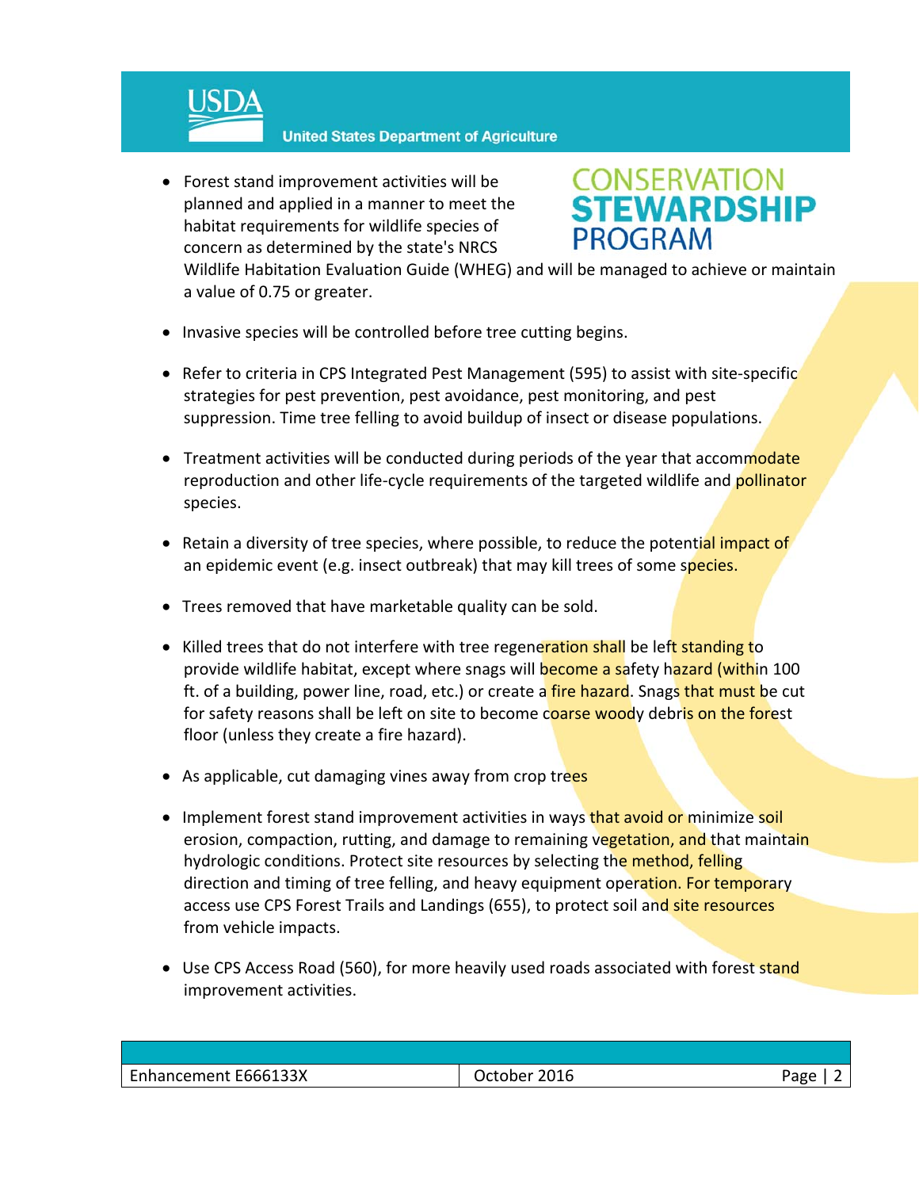- Forest stand improvement activities will be planned and applied in a manner to meet the habitat requirements for wildlife species of concern as determined by the state's NRCS Wildlife Habitation Evaluation Guide (WHEG) and will be managed to achieve or maintain a value of 0.75 or greater.

- Invasive species will be controlled before tree cutting begins.

- Refer to criteria in CPS Integrated Pest Management (595) to assist with site-specific strategies for pest prevention, pest avoidance, pest monitoring, and pest suppression. Time tree felling to avoid buildup of insect or disease populations.

- Treatment activities will be conducted during periods of the year that accommodate reproduction and other life-cycle requirements of the targeted wildlife and pollinator species.

- Retain a diversity of tree species, where possible, to reduce the potential impact of an epidemic event (e.g. insect outbreak) that may kill trees of some species.

- Trees removed that have marketable quality can be sold.

- Killed trees that do not interfere with tree regeneration shall be left standing to provide wildlife habitat, except where snags will become a safety hazard (within 100 ft. of a building, power line, road, etc.) or create a fire hazard. Snags that must be cut for safety reasons shall be left on site to become coarse woody debris on the forest floor (unless they create a fire hazard).

- As applicable, cut damaging vines away from crop trees

- Implement forest stand improvement activities in ways that avoid or minimize soil erosion, compaction, rutting, and damage to remaining vegetation, and that maintain hydrologic conditions. Protect site resources by selecting the method, felling direction and timing of tree felling, and heavy equipment operation. For temporary access use CPS Forest Trails and Landings (655), to protect soil and site resources from vehicle impacts.

- Use CPS Access Road (560), for more heavily used roads associated with forest stand improvement activities.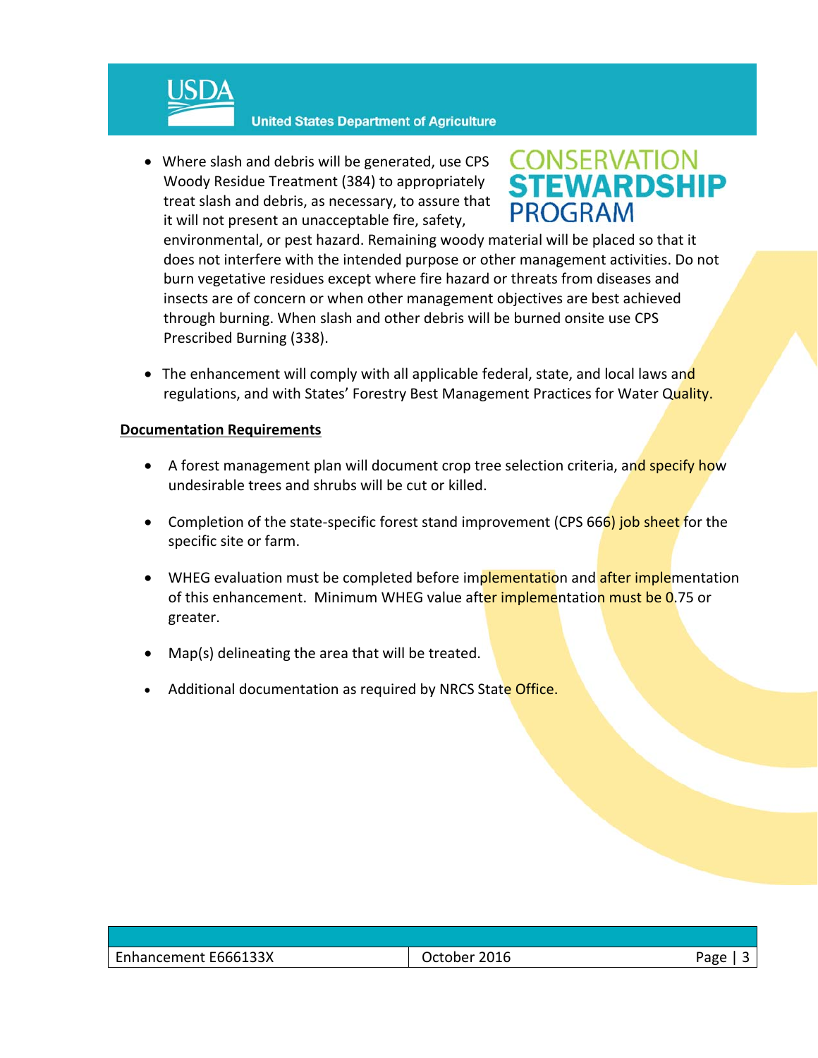- Where slash and debris will be generated, use CPS Woody Residue Treatment (384) to appropriately treat slash and debris, as necessary, to assure that it will not present an unacceptable fire, safety, environmental, or pest hazard. Remaining woody material will be placed so that it does not interfere with the intended purpose or other management activities. Do not burn vegetative residues except where fire hazard or threats from diseases and insects are of concern or when other management objectives are best achieved through burning. When slash and other debris will be burned onsite use CPS Prescribed Burning (338).

- The enhancement will comply with all applicable federal, state, and local laws and regulations, and with States' Forestry Best Management Practices for Water Quality.

**Documentation Requirements**

- A forest management plan will document crop tree selection criteria, and specify how undesirable trees and shrubs will be cut or killed.

- Completion of the state-specific forest stand improvement (CPS 666) job sheet for the specific site or farm.

- WHEG evaluation must be completed before implementation and after implementation of this enhancement. Minimum WHEG value after implementation must be 0.75 or greater.

- Map(s) delineating the area that will be treated.

- Additional documentation as required by NRCS State Office.